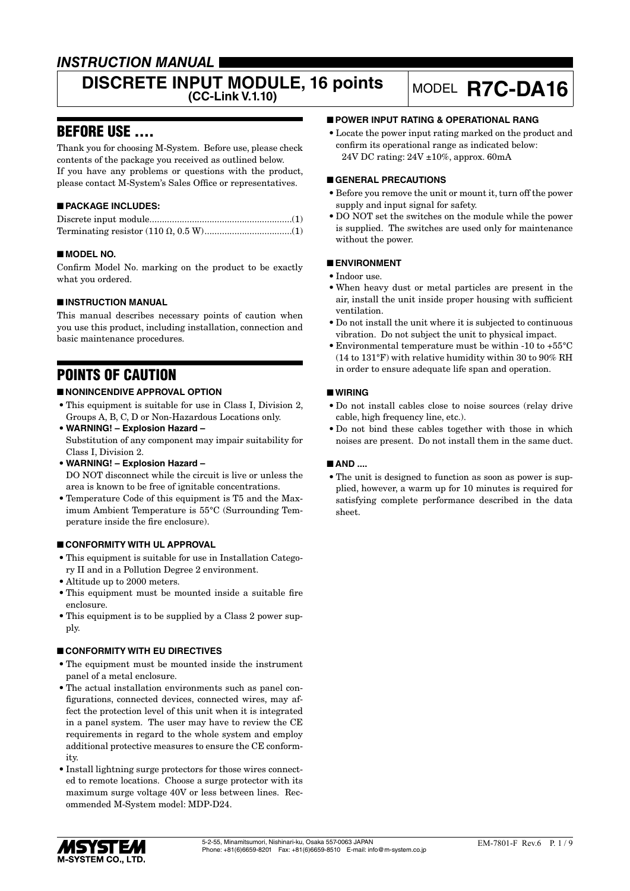# INSTRUCTION MANUAL

# DISCRETE INPUT MODULE, 16 points (CC-Link V.1.10)

MODEL **R7C-DA16**

## BEFORE USE ....

Thank you for choosing M-System. Before use, please check contents of the package you received as outlined below.
If you have any problems or questions with the product, please contact M-System's Sales Office or representatives.

### ■ PACKAGE INCLUDES:

Discrete input module........................................................(1)
Terminating resistor (110 Ω, 0.5 W)...................................(1)

### ■ MODEL NO.

Confirm Model No. marking on the product to be exactly what you ordered.

### ■ INSTRUCTION MANUAL

This manual describes necessary points of caution when you use this product, including installation, connection and basic maintenance procedures.

## POINTS OF CAUTION

### ■ NONINCENDIVE APPROVAL OPTION

- This equipment is suitable for use in Class I, Division 2, Groups A, B, C, D or Non-Hazardous Locations only.
- **WARNING! – Explosion Hazard –**
  Substitution of any component may impair suitability for Class I, Division 2.
- **WARNING! – Explosion Hazard –**
  DO NOT disconnect while the circuit is live or unless the area is known to be free of ignitable concentrations.
- Temperature Code of this equipment is T5 and the Maximum Ambient Temperature is 55°C (Surrounding Temperature inside the fire enclosure).

### ■ CONFORMITY WITH UL APPROVAL

- This equipment is suitable for use in Installation Category II and in a Pollution Degree 2 environment.
- Altitude up to 2000 meters.
- This equipment must be mounted inside a suitable fire enclosure.
- This equipment is to be supplied by a Class 2 power supply.

### ■ CONFORMITY WITH EU DIRECTIVES

- The equipment must be mounted inside the instrument panel of a metal enclosure.
- The actual installation environments such as panel configurations, connected devices, connected wires, may affect the protection level of this unit when it is integrated in a panel system. The user may have to review the CE requirements in regard to the whole system and employ additional protective measures to ensure the CE conformity.
- Install lightning surge protectors for those wires connected to remote locations. Choose a surge protector with its maximum surge voltage 40V or less between lines. Recommended M-System model: MDP-D24.

### ■ POWER INPUT RATING & OPERATIONAL RANG

- Locate the power input rating marked on the product and confirm its operational range as indicated below:
  24V DC rating: 24V ±10%, approx. 60mA

### ■ GENERAL PRECAUTIONS

- Before you remove the unit or mount it, turn off the power supply and input signal for safety.
- DO NOT set the switches on the module while the power is supplied. The switches are used only for maintenance without the power.

### ■ ENVIRONMENT

- Indoor use.
- When heavy dust or metal particles are present in the air, install the unit inside proper housing with sufficient ventilation.
- Do not install the unit where it is subjected to continuous vibration. Do not subject the unit to physical impact.
- Environmental temperature must be within -10 to +55°C (14 to 131°F) with relative humidity within 30 to 90% RH in order to ensure adequate life span and operation.

### ■ WIRING

- Do not install cables close to noise sources (relay drive cable, high frequency line, etc.).
- Do not bind these cables together with those in which noises are present. Do not install them in the same duct.

### ■ AND ....

- The unit is designed to function as soon as power is supplied, however, a warm up for 10 minutes is required for satisfying complete performance described in the data sheet.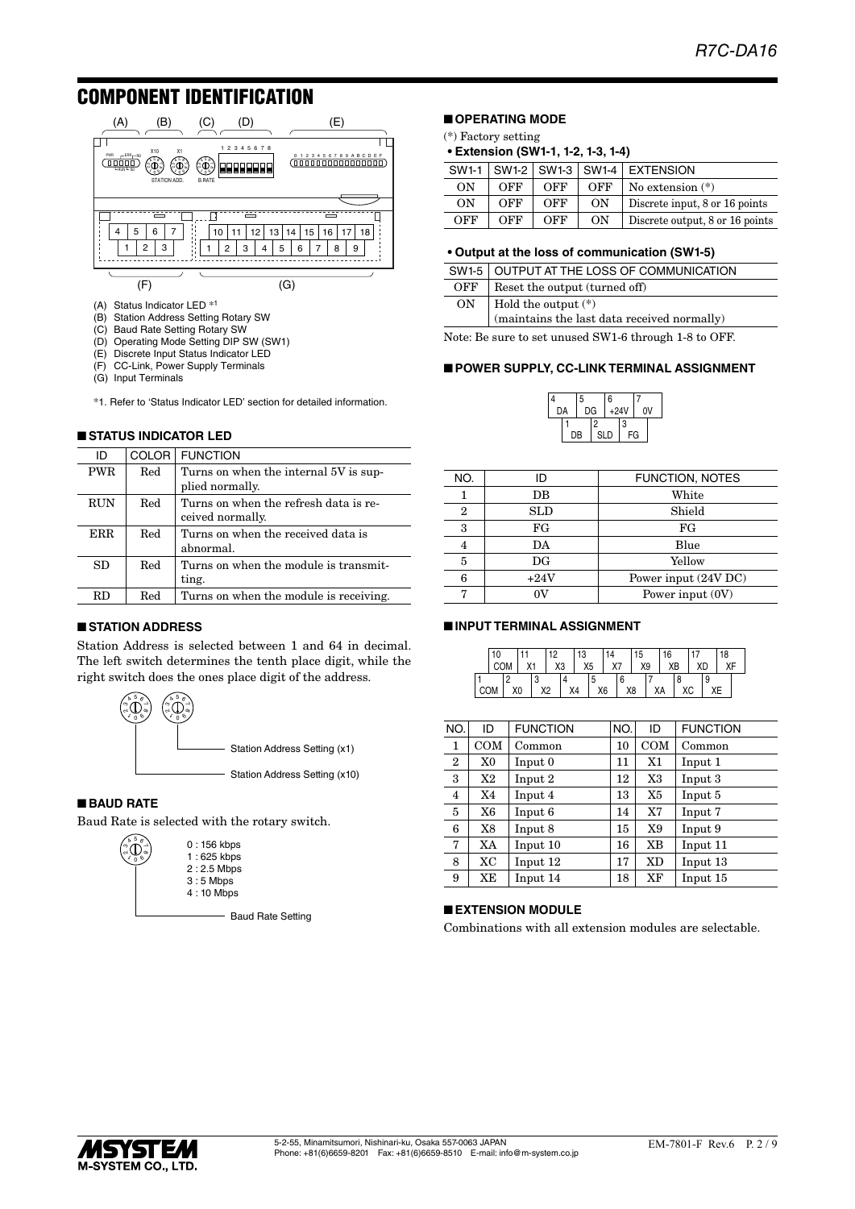# COMPONENT IDENTIFICATION

(A) Status Indicator LED *1
(B) Station Address Setting Rotary SW
(C) Baud Rate Setting Rotary SW
(D) Operating Mode Setting DIP SW (SW1)
(E) Discrete Input Status Indicator LED
(F) CC-Link, Power Supply Terminals
(G) Input Terminals

*1. Refer to 'Status Indicator LED' section for detailed information.

## ■ STATUS INDICATOR LED

| ID | COLOR | FUNCTION |
|---|---|---|
| PWR | Red | Turns on when the internal 5V is supplied normally. |
| RUN | Red | Turns on when the refresh data is received normally. |
| ERR | Red | Turns on when the received data is abnormal. |
| SD | Red | Turns on when the module is transmitting. |
| RD | Red | Turns on when the module is receiving. |

## ■ STATION ADDRESS

Station Address is selected between 1 and 64 in decimal. The left switch determines the tenth place digit, while the right switch does the ones place digit of the address.

Station Address Setting (x1)

Station Address Setting (x10)

## ■ BAUD RATE

Baud Rate is selected with the rotary switch.

0 : 156 kbps
1 : 625 kbps
2 : 2.5 Mbps
3 : 5 Mbps
4 : 10 Mbps

Baud Rate Setting

## ■ OPERATING MODE

(*) Factory setting

**• Extension (SW1-1, 1-2, 1-3, 1-4)**

| SW1-1 | SW1-2 | SW1-3 | SW1-4 | EXTENSION |
|---|---|---|---|---|
| ON | OFF | OFF | OFF | No extension (*) |
| ON | OFF | OFF | ON | Discrete input, 8 or 16 points |
| OFF | OFF | OFF | ON | Discrete output, 8 or 16 points |

**• Output at the loss of communication (SW1-5)**

| SW1-5 | OUTPUT AT THE LOSS OF COMMUNICATION |
|---|---|
| OFF | Reset the output (turned off) |
| ON | Hold the output (*)<br>(maintains the last data received normally) |

Note: Be sure to set unused SW1-6 through 1-8 to OFF.

## ■ POWER SUPPLY, CC-LINK TERMINAL ASSIGNMENT

| NO. | ID | FUNCTION, NOTES |
|---|---|---|
| 1 | DB | White |
| 2 | SLD | Shield |
| 3 | FG | FG |
| 4 | DA | Blue |
| 5 | DG | Yellow |
| 6 | +24V | Power input (24V DC) |
| 7 | 0V | Power input (0V) |

## ■ INPUT TERMINAL ASSIGNMENT

| NO. | ID | FUNCTION | NO. | ID | FUNCTION |
|---|---|---|---|---|---|
| 1 | COM | Common | 10 | COM | Common |
| 2 | X0 | Input 0 | 11 | X1 | Input 1 |
| 3 | X2 | Input 2 | 12 | X3 | Input 3 |
| 4 | X4 | Input 4 | 13 | X5 | Input 5 |
| 5 | X6 | Input 6 | 14 | X7 | Input 7 |
| 6 | X8 | Input 8 | 15 | X9 | Input 9 |
| 7 | XA | Input 10 | 16 | XB | Input 11 |
| 8 | XC | Input 12 | 17 | XD | Input 13 |
| 9 | XE | Input 14 | 18 | XF | Input 15 |

## ■ EXTENSION MODULE

Combinations with all extension modules are selectable.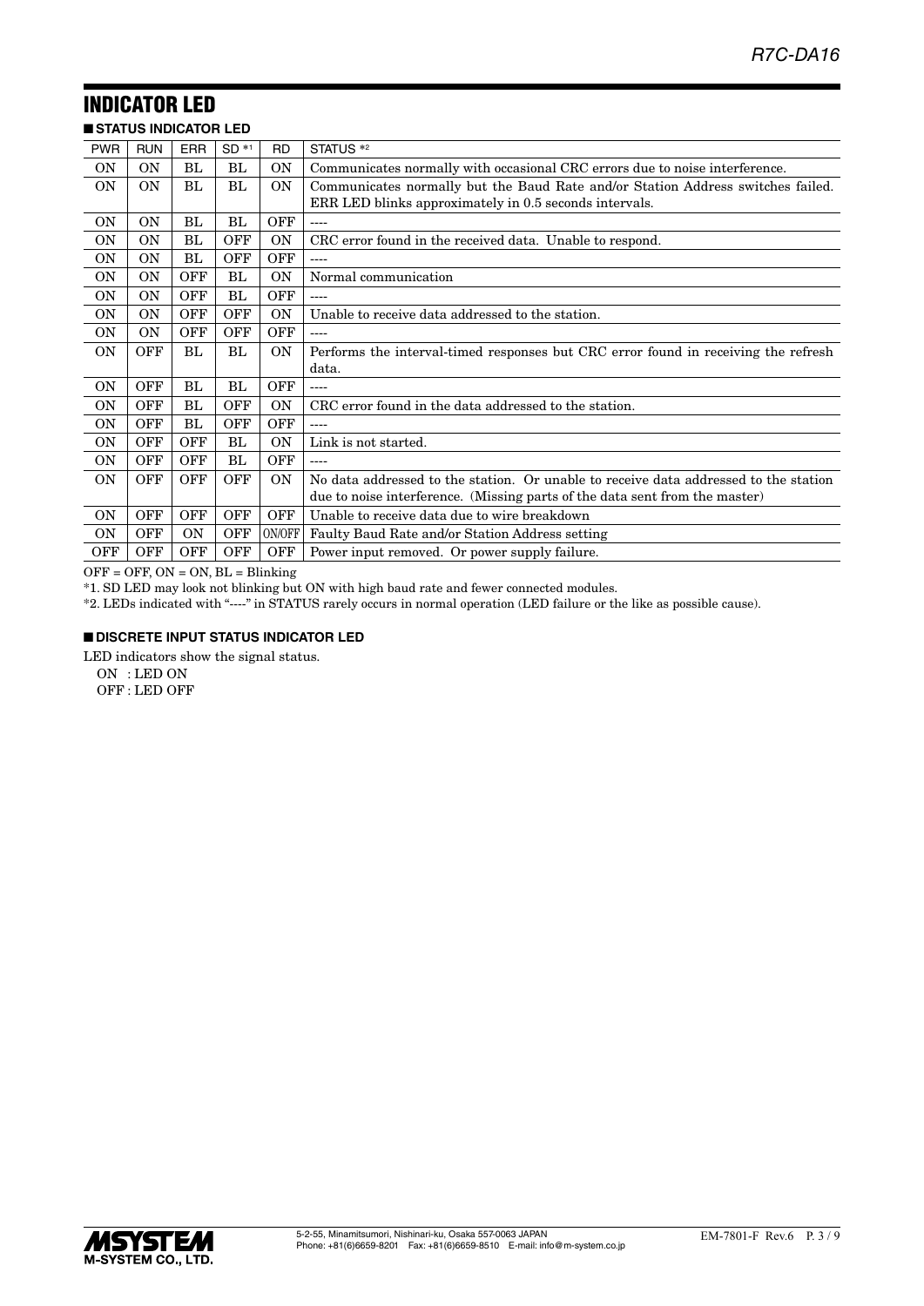## INDICATOR LED

### ■ STATUS INDICATOR LED

| PWR | RUN | ERR | SD *1 | RD | STATUS *2 |
|---|---|---|---|---|---|
| ON | ON | BL | BL | ON | Communicates normally with occasional CRC errors due to noise interference. |
| ON | ON | BL | BL | ON | Communicates normally but the Baud Rate and/or Station Address switches failed. ERR LED blinks approximately in 0.5 seconds intervals. |
| ON | ON | BL | BL | OFF | ---- |
| ON | ON | BL | OFF | ON | CRC error found in the received data. Unable to respond. |
| ON | ON | BL | OFF | OFF | ---- |
| ON | ON | OFF | BL | ON | Normal communication |
| ON | ON | OFF | BL | OFF | ---- |
| ON | ON | OFF | OFF | ON | Unable to receive data addressed to the station. |
| ON | ON | OFF | OFF | OFF | ---- |
| ON | OFF | BL | BL | ON | Performs the interval-timed responses but CRC error found in receiving the refresh data. |
| ON | OFF | BL | BL | OFF | ---- |
| ON | OFF | BL | OFF | ON | CRC error found in the data addressed to the station. |
| ON | OFF | BL | OFF | OFF | ---- |
| ON | OFF | OFF | BL | ON | Link is not started. |
| ON | OFF | OFF | BL | OFF | ---- |
| ON | OFF | OFF | OFF | ON | No data addressed to the station. Or unable to receive data addressed to the station due to noise interference. (Missing parts of the data sent from the master) |
| ON | OFF | OFF | OFF | OFF | Unable to receive data due to wire breakdown |
| ON | OFF | ON | OFF | ON/OFF | Faulty Baud Rate and/or Station Address setting |
| OFF | OFF | OFF | OFF | OFF | Power input removed. Or power supply failure. |

OFF = OFF, ON = ON, BL = Blinking

*1. SD LED may look not blinking but ON with high baud rate and fewer connected modules.

*2. LEDs indicated with "----" in STATUS rarely occurs in normal operation (LED failure or the like as possible cause).

### ■ DISCRETE INPUT STATUS INDICATOR LED

LED indicators show the signal status.

ON : LED ON
OFF : LED OFF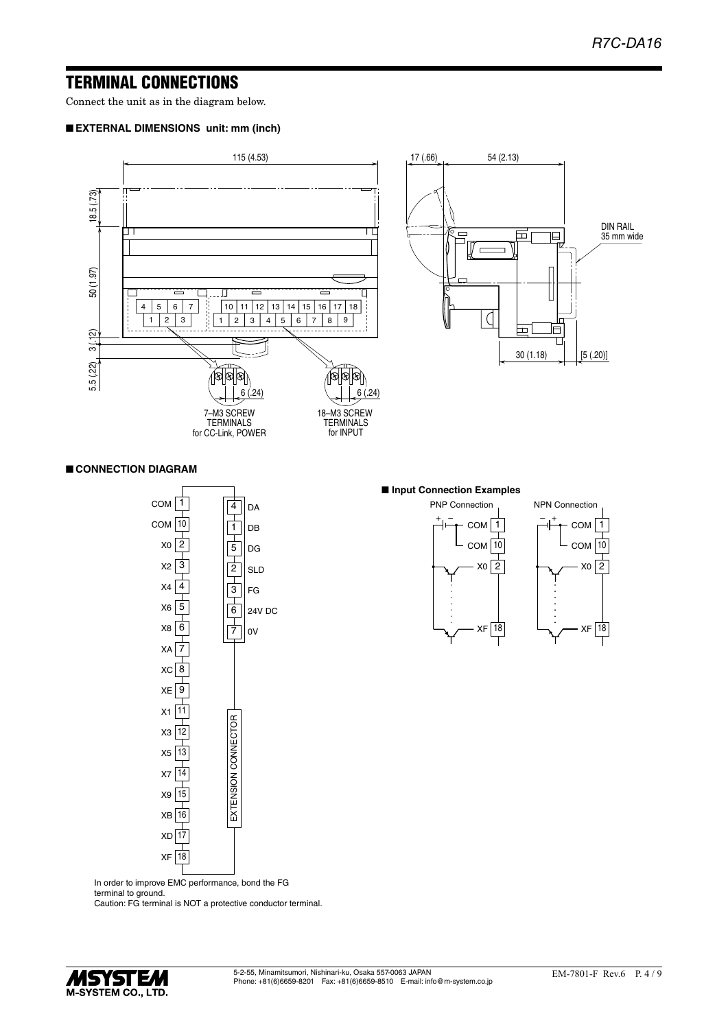## TERMINAL CONNECTIONS

Connect the unit as in the diagram below.

### ■ EXTERNAL DIMENSIONS unit: mm (inch)

115 (4.53)

18.5 (.73)

50 (1.97)

3 (.12)

5.5 (.22)

17 (.66) 54 (2.13)

DIN RAIL 35 mm wide

30 (1.18) [5 (.20)]

6 (.24)

7–M3 SCREW TERMINALS for CC-Link, POWER

18–M3 SCREW TERMINALS for INPUT

### ■ CONNECTION DIAGRAM

| Terminal | Signal |
|---|---|
| 1 | COM |
| 10 | COM |
| 2 | X0 |
| 3 | X2 |
| 4 | X4 |
| 5 | X6 |
| 6 | X8 |
| 7 | XA |
| 8 | XC |
| 9 | XE |
| 11 | X1 |
| 12 | X3 |
| 13 | X5 |
| 14 | X7 |
| 15 | X9 |
| 16 | XB |
| 17 | XD |
| 18 | XF |

| Terminal | Signal |
|---|---|
| 4 | DA |
| 1 | DB |
| 5 | DG |
| 2 | SLD |
| 3 | FG |
| 6 | 24V DC |
| 7 | 0V |

EXTENSION CONNECTOR

In order to improve EMC performance, bond the FG terminal to ground.
Caution: FG terminal is NOT a protective conductor terminal.

### ■ Input Connection Examples

PNP Connection: + – COM 1, COM 10, X0 2, XF 18

NPN Connection: – + COM 1, COM 10, X0 2, XF 18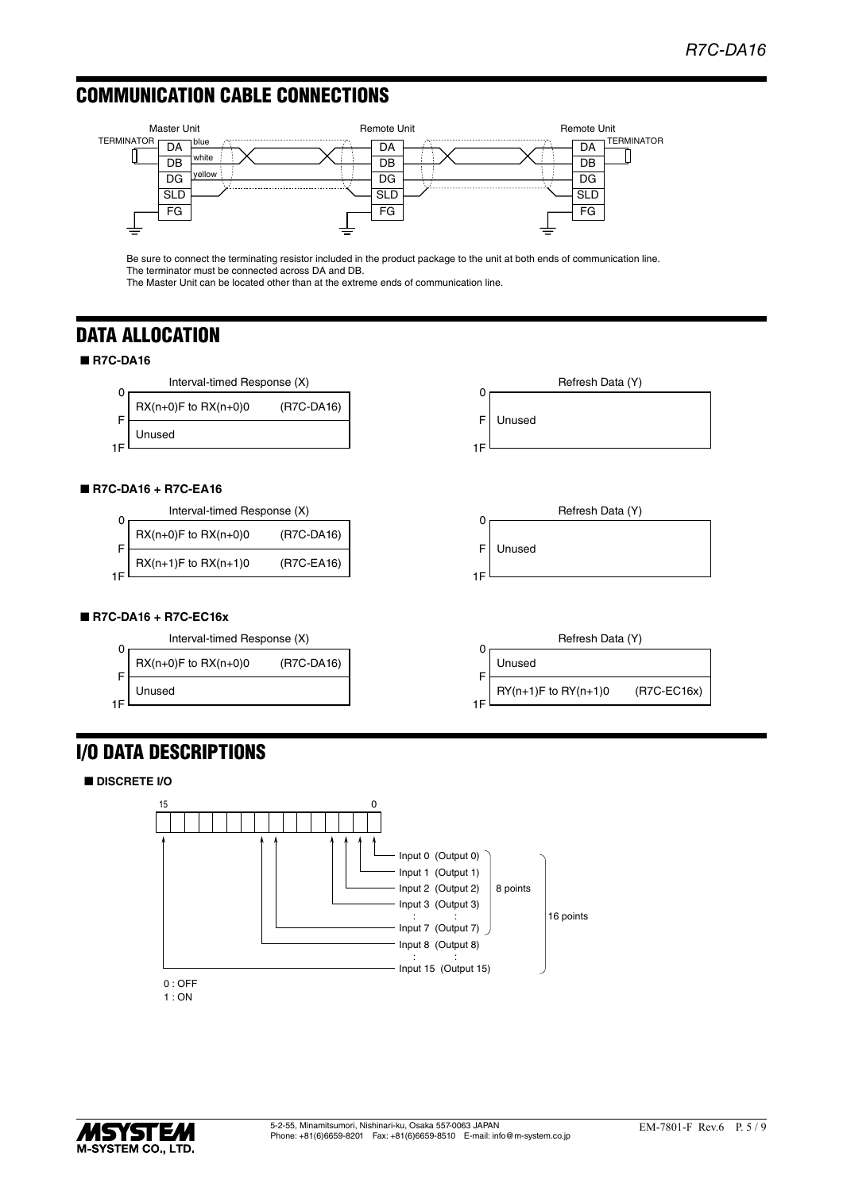## COMMUNICATION CABLE CONNECTIONS

Be sure to connect the terminating resistor included in the product package to the unit at both ends of communication line.
The terminator must be connected across DA and DB.
The Master Unit can be located other than at the extreme ends of communication line.

## DATA ALLOCATION

### ■ R7C-DA16

**Interval-timed Response (X)**

| Address | Data | |
|---|---|---|
| 0 – F | RX(n+0)F to RX(n+0)0 | (R7C-DA16) |
| – 1F | Unused | |

**Refresh Data (Y)**

| Address | Data |
|---|---|
| 0 – 1F | Unused |

### ■ R7C-DA16 + R7C-EA16

**Interval-timed Response (X)**

| Address | Data | |
|---|---|---|
| 0 – F | RX(n+0)F to RX(n+0)0 | (R7C-DA16) |
| – 1F | RX(n+1)F to RX(n+1)0 | (R7C-EA16) |

**Refresh Data (Y)**

| Address | Data |
|---|---|
| 0 – 1F | Unused |

### ■ R7C-DA16 + R7C-EC16x

**Interval-timed Response (X)**

| Address | Data | |
|---|---|---|
| 0 – F | RX(n+0)F to RX(n+0)0 | (R7C-DA16) |
| – 1F | Unused | |

**Refresh Data (Y)**

| Address | Data | |
|---|---|---|
| 0 – F | Unused | |
| – 1F | RY(n+1)F to RY(n+1)0 | (R7C-EC16x) |

## I/O DATA DESCRIPTIONS

### ■ DISCRETE I/O

Bits 15 … 0

- Input 0 (Output 0)
- Input 1 (Output 1)
- Input 2 (Output 2)
- Input 3 (Output 3)
- :
- Input 7 (Output 7) — Inputs 0–7: 8 points
- Input 8 (Output 8)
- :
- Input 15 (Output 15) — Inputs 0–15: 16 points

0 : OFF
1 : ON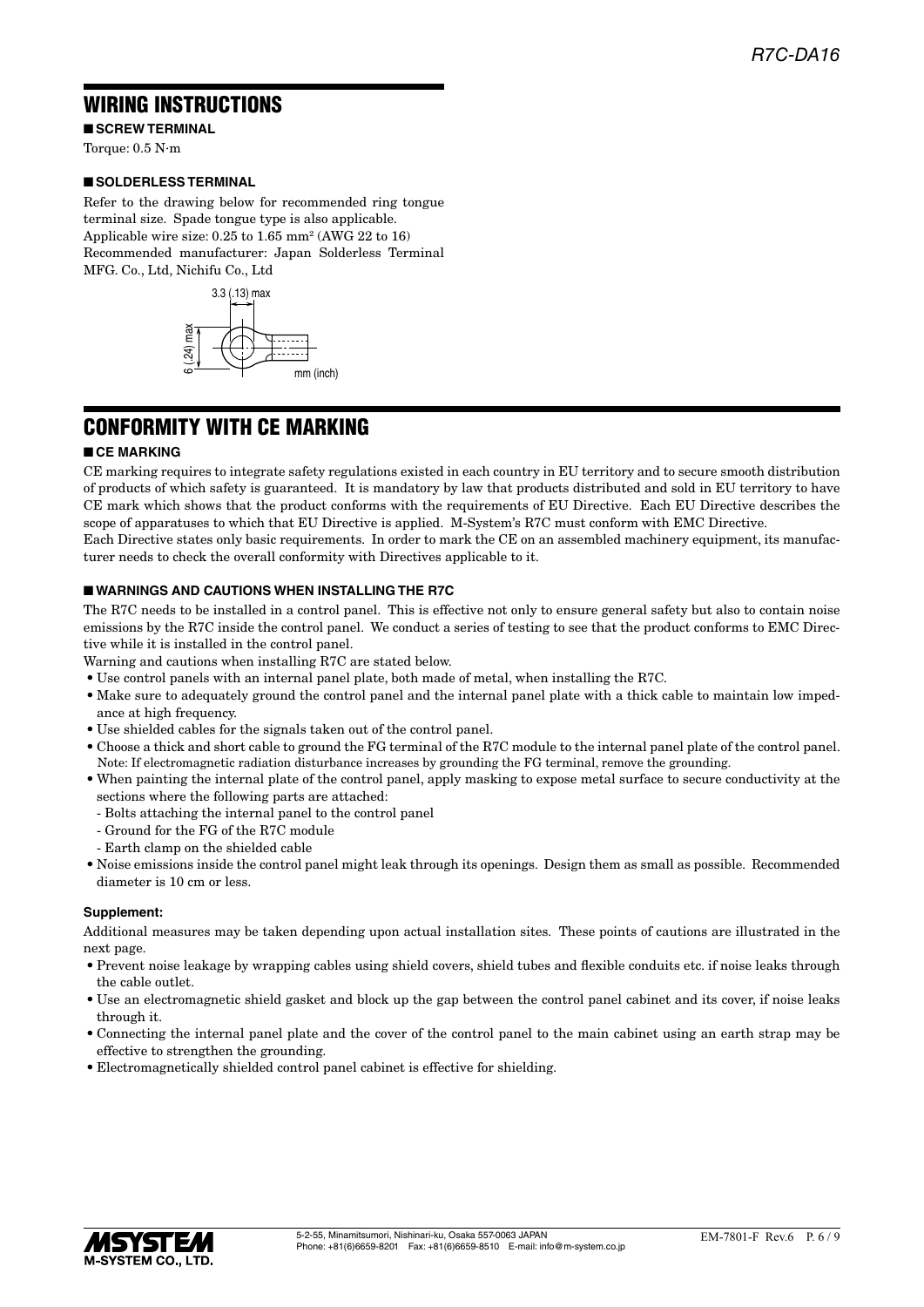## WIRING INSTRUCTIONS

■ **SCREW TERMINAL**

Torque: 0.5 N·m

■ **SOLDERLESS TERMINAL**

Refer to the drawing below for recommended ring tongue terminal size. Spade tongue type is also applicable.
Applicable wire size: 0.25 to 1.65 mm² (AWG 22 to 16)
Recommended manufacturer: Japan Solderless Terminal MFG. Co., Ltd, Nichifu Co., Ltd

3.3 (.13) max

6 (.24) max

mm (inch)

## CONFORMITY WITH CE MARKING

■ **CE MARKING**

CE marking requires to integrate safety regulations existed in each country in EU territory and to secure smooth distribution of products of which safety is guaranteed. It is mandatory by law that products distributed and sold in EU territory to have CE mark which shows that the product conforms with the requirements of EU Directive. Each EU Directive describes the scope of apparatuses to which that EU Directive is applied. M-System's R7C must conform with EMC Directive.
Each Directive states only basic requirements. In order to mark the CE on an assembled machinery equipment, its manufacturer needs to check the overall conformity with Directives applicable to it.

■ **WARNINGS AND CAUTIONS WHEN INSTALLING THE R7C**

The R7C needs to be installed in a control panel. This is effective not only to ensure general safety but also to contain noise emissions by the R7C inside the control panel. We conduct a series of testing to see that the product conforms to EMC Directive while it is installed in the control panel.
Warning and cautions when installing R7C are stated below.

- Use control panels with an internal panel plate, both made of metal, when installing the R7C.
- Make sure to adequately ground the control panel and the internal panel plate with a thick cable to maintain low impedance at high frequency.
- Use shielded cables for the signals taken out of the control panel.
- Choose a thick and short cable to ground the FG terminal of the R7C module to the internal panel plate of the control panel. Note: If electromagnetic radiation disturbance increases by grounding the FG terminal, remove the grounding.
- When painting the internal plate of the control panel, apply masking to expose metal surface to secure conductivity at the sections where the following parts are attached:
  - Bolts attaching the internal panel to the control panel
  - Ground for the FG of the R7C module
  - Earth clamp on the shielded cable
- Noise emissions inside the control panel might leak through its openings. Design them as small as possible. Recommended diameter is 10 cm or less.

**Supplement:**

Additional measures may be taken depending upon actual installation sites. These points of cautions are illustrated in the next page.

- Prevent noise leakage by wrapping cables using shield covers, shield tubes and flexible conduits etc. if noise leaks through the cable outlet.
- Use an electromagnetic shield gasket and block up the gap between the control panel cabinet and its cover, if noise leaks through it.
- Connecting the internal panel plate and the cover of the control panel to the main cabinet using an earth strap may be effective to strengthen the grounding.
- Electromagnetically shielded control panel cabinet is effective for shielding.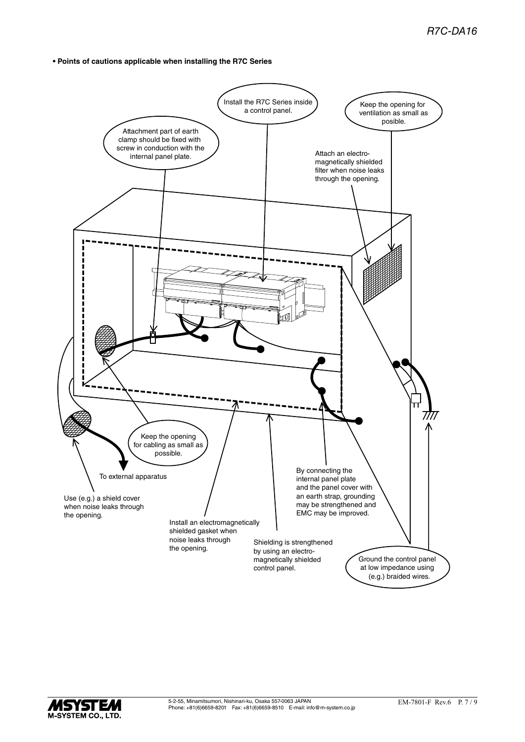**• Points of cautions applicable when installing the R7C Series**

Install the R7C Series inside a control panel.

Keep the opening for ventilation as small as posible.

Attachment part of earth clamp should be fixed with screw in conduction with the internal panel plate.

Attach an electro-magnetically shielded filter when noise leaks through the opening.

Keep the opening for cabling as small as possible.

To external apparatus

Use (e.g.) a shield cover when noise leaks through the opening.

Install an electromagnetically shielded gasket when noise leaks through the opening.

Shielding is strengthened by using an electro-magnetically shielded control panel.

By connecting the internal panel plate and the panel cover with an earth strap, grounding may be strengthened and EMC may be improved.

Ground the control panel at low impedance using (e.g.) braided wires.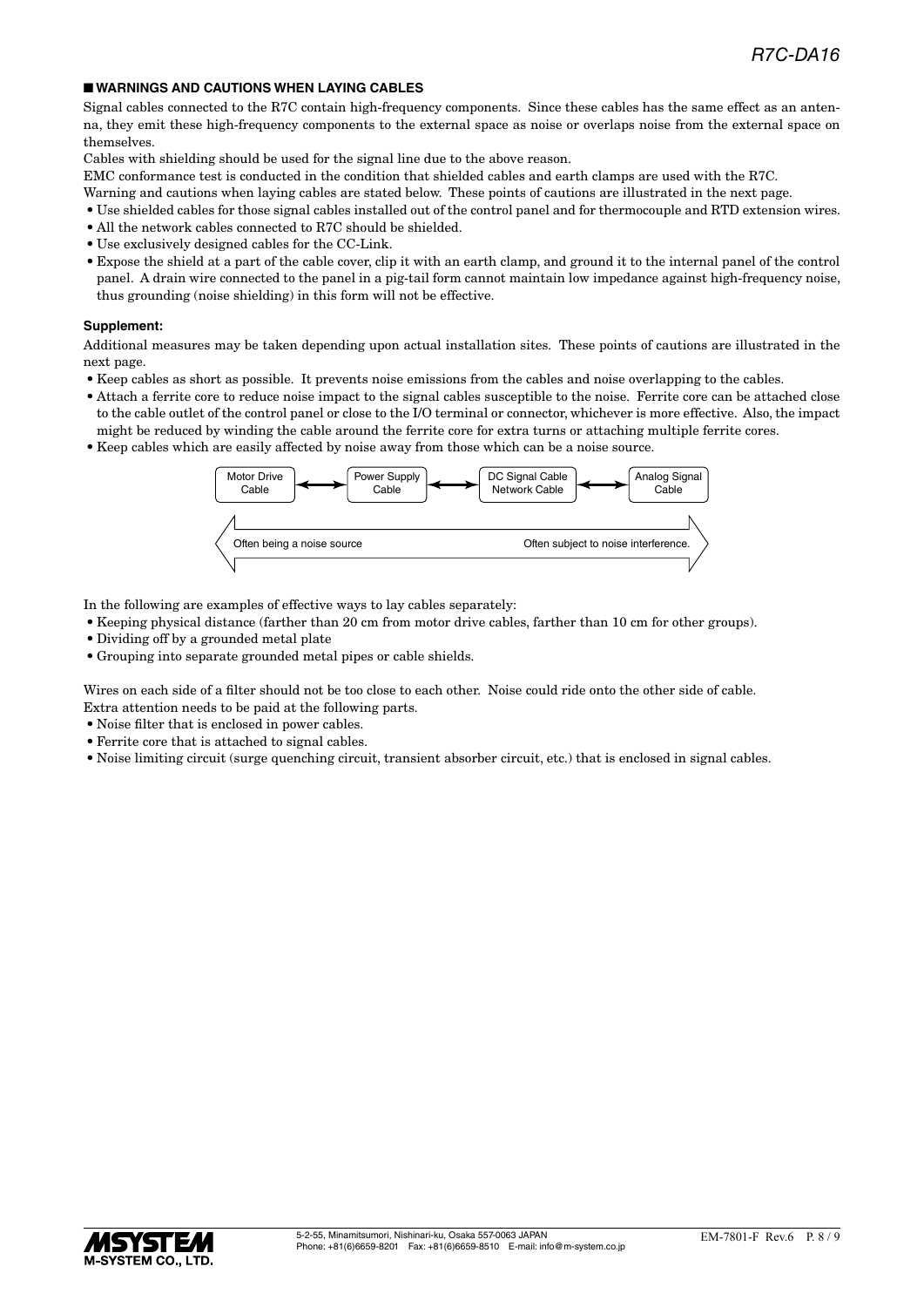## ■ WARNINGS AND CAUTIONS WHEN LAYING CABLES

Signal cables connected to the R7C contain high-frequency components. Since these cables has the same effect as an antenna, they emit these high-frequency components to the external space as noise or overlaps noise from the external space on themselves.

Cables with shielding should be used for the signal line due to the above reason.

EMC conformance test is conducted in the condition that shielded cables and earth clamps are used with the R7C.

Warning and cautions when laying cables are stated below. These points of cautions are illustrated in the next page.

- Use shielded cables for those signal cables installed out of the control panel and for thermocouple and RTD extension wires.
- All the network cables connected to R7C should be shielded.
- Use exclusively designed cables for the CC-Link.
- Expose the shield at a part of the cable cover, clip it with an earth clamp, and ground it to the internal panel of the control panel. A drain wire connected to the panel in a pig-tail form cannot maintain low impedance against high-frequency noise, thus grounding (noise shielding) in this form will not be effective.

**Supplement:**

Additional measures may be taken depending upon actual installation sites. These points of cautions are illustrated in the next page.

- Keep cables as short as possible. It prevents noise emissions from the cables and noise overlapping to the cables.
- Attach a ferrite core to reduce noise impact to the signal cables susceptible to the noise. Ferrite core can be attached close to the cable outlet of the control panel or close to the I/O terminal or connector, whichever is more effective. Also, the impact might be reduced by winding the cable around the ferrite core for extra turns or attaching multiple ferrite cores.
- Keep cables which are easily affected by noise away from those which can be a noise source.

Motor Drive Cable ⟷ Power Supply Cable ⟷ DC Signal Cable / Network Cable ⟷ Analog Signal Cable

Often being a noise source ⟷ Often subject to noise interference.

In the following are examples of effective ways to lay cables separately:

- Keeping physical distance (farther than 20 cm from motor drive cables, farther than 10 cm for other groups).
- Dividing off by a grounded metal plate
- Grouping into separate grounded metal pipes or cable shields.

Wires on each side of a filter should not be too close to each other. Noise could ride onto the other side of cable.

Extra attention needs to be paid at the following parts.

- Noise filter that is enclosed in power cables.
- Ferrite core that is attached to signal cables.
- Noise limiting circuit (surge quenching circuit, transient absorber circuit, etc.) that is enclosed in signal cables.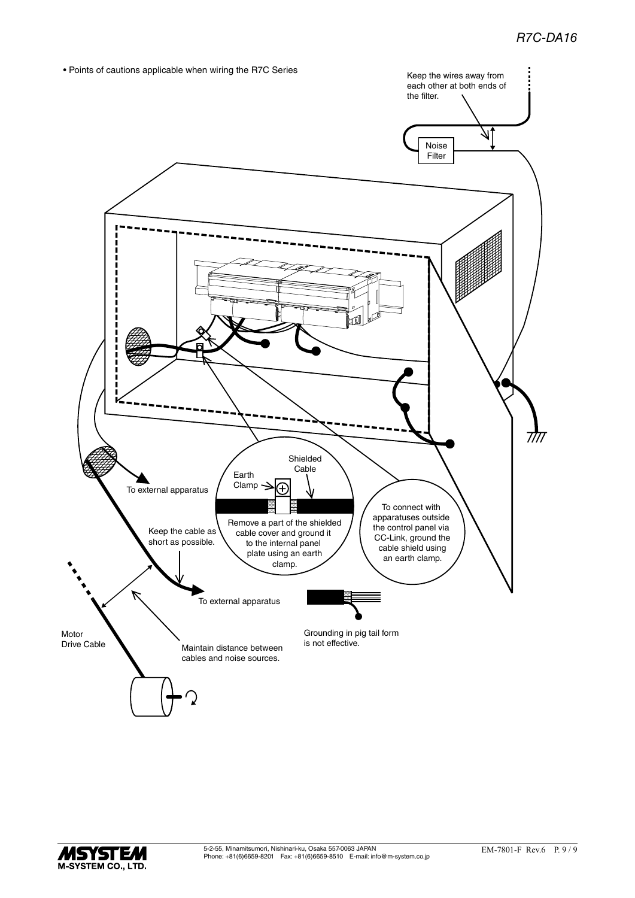• Points of cautions applicable when wiring the R7C Series

Keep the wires away from each other at both ends of the filter.

Noise Filter

Shielded Cable

Earth Clamp

Remove a part of the shielded cable cover and ground it to the internal panel plate using an earth clamp.

To connect with apparatuses outside the control panel via CC-Link, ground the cable shield using an earth clamp.

To external apparatus

Keep the cable as short as possible.

To external apparatus

Motor Drive Cable

Maintain distance between cables and noise sources.

Grounding in pig tail form is not effective.